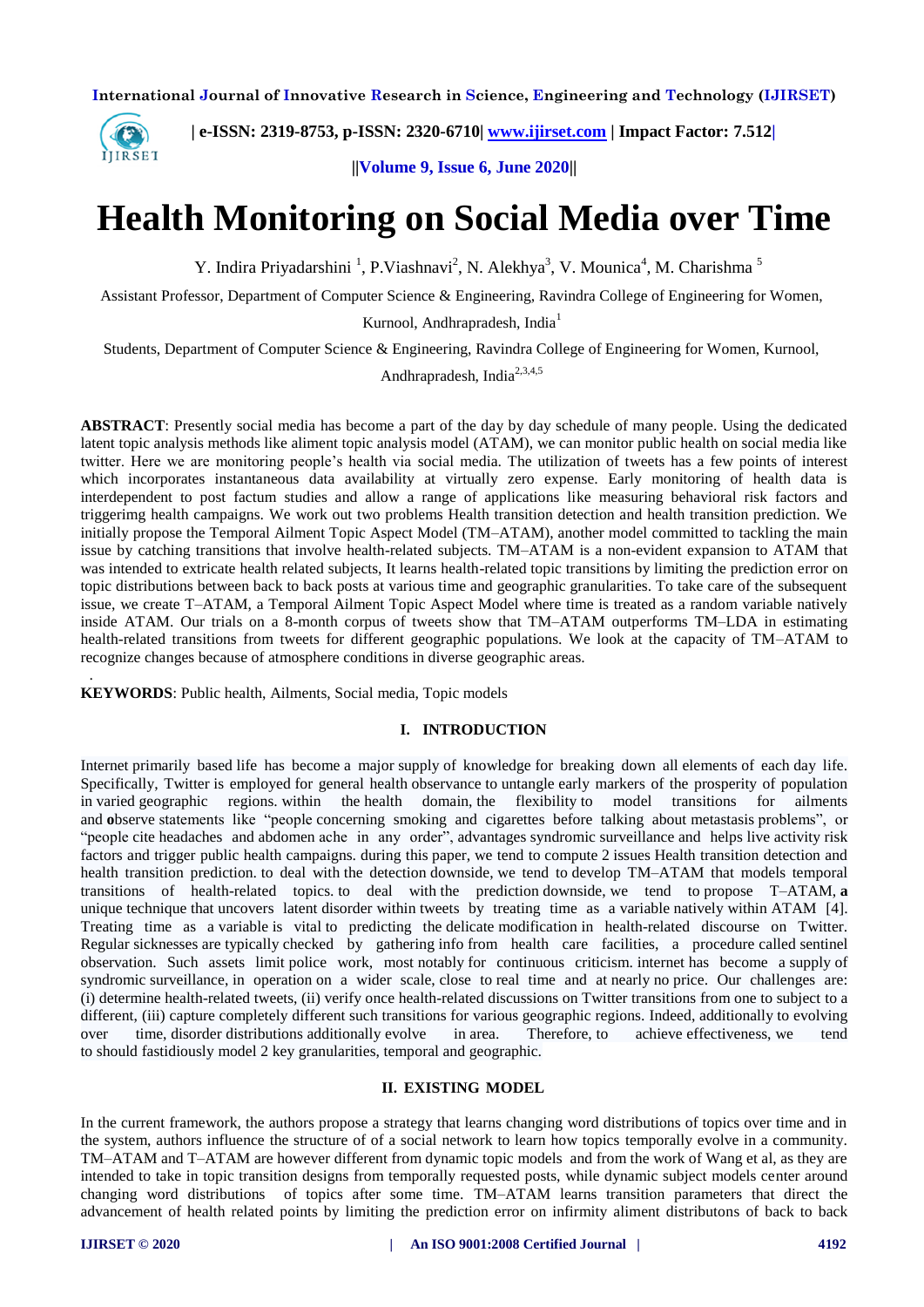# Health Monitoring on Social Media over Time

Y. Indira Priyadarshini [1], P.Viashnavi[2], N. Alekhya[3], V. Mounica[4], M. Charishma [5]

Assistant Professor, Department of Computer Science & Engineering, Ravindra College of Engineering for Women, Kurnool, Andhrapradesh, India[1]

Students, Department of Computer Science & Engineering, Ravindra College of Engineering for Women, Kurnool, Andhrapradesh, India[2,3,4,5]

**ABSTRACT**: Presently social media has become a part of the day by day schedule of many people. Using the dedicated latent topic analysis methods like aliment topic analysis model (ATAM), we can monitor public health on social media like twitter. Here we are monitoring people's health via social media. The utilization of tweets has a few points of interest which incorporates instantaneous data availability at virtually zero expense. Early monitoring of health data is interdependent to post factum studies and allow a range of applications like measuring behavioral risk factors and triggerimg health campaigns. We work out two problems Health transition detection and health transition prediction. We initially propose the Temporal Ailment Topic Aspect Model (TM–ATAM), another model committed to tackling the main issue by catching transitions that involve health-related subjects. TM–ATAM is a non-evident expansion to ATAM that was intended to extricate health related subjects, It learns health-related topic transitions by limiting the prediction error on topic distributions between back to back posts at various time and geographic granularities. To take care of the subsequent issue, we create T–ATAM, a Temporal Ailment Topic Aspect Model where time is treated as a random variable natively inside ATAM. Our trials on a 8-month corpus of tweets show that TM–ATAM outperforms TM–LDA in estimating health-related transitions from tweets for different geographic populations. We look at the capacity of TM–ATAM to recognize changes because of atmosphere conditions in diverse geographic areas.

**KEYWORDS**: Public health, Ailments, Social media, Topic models

## I. INTRODUCTION

Internet primarily based life has become a major supply of knowledge for breaking down all elements of each day life. Specifically, Twitter is employed for general health observance to untangle early markers of the prosperity of population in varied geographic regions. within the health domain, the flexibility to model transitions for ailments and **o**bserve statements like "people concerning smoking and cigarettes before talking about metastasis problems", or "people cite headaches and abdomen ache in any order", advantages syndromic surveillance and helps live activity risk factors and trigger public health campaigns. during this paper, we tend to compute 2 issues Health transition detection and health transition prediction. to deal with the detection downside, we tend to develop TM–ATAM that models temporal transitions of health-related topics. to deal with the prediction downside, we tend to propose T–ATAM, **a** unique technique that uncovers latent disorder within tweets by treating time as a variable natively within ATAM [4]. Treating time as a variable is vital to predicting the delicate modification in health-related discourse on Twitter. Regular sicknesses are typically checked by gathering info from health care facilities, a procedure called sentinel observation. Such assets limit police work, most notably for continuous criticism. internet has become a supply of syndromic surveillance, in operation on a wider scale, close to real time and at nearly no price. Our challenges are: (i) determine health-related tweets, (ii) verify once health-related discussions on Twitter transitions from one to subject to a different, (iii) capture completely different such transitions for various geographic regions. Indeed, additionally to evolving over time, disorder distributions additionally evolve in area. Therefore, to achieve effectiveness, we tend to should fastidiously model 2 key granularities, temporal and geographic.

## II. EXISTING MODEL

In the current framework, the authors propose a strategy that learns changing word distributions of topics over time and in the system, authors influence the structure of of a social network to learn how topics temporally evolve in a community. TM–ATAM and T–ATAM are however different from dynamic topic models and from the work of Wang et al, as they are intended to take in topic transition designs from temporally requested posts, while dynamic subject models center around changing word distributions of topics after some time. TM–ATAM learns transition parameters that direct the advancement of health related points by limiting the prediction error on infirmity aliment distributons of back to back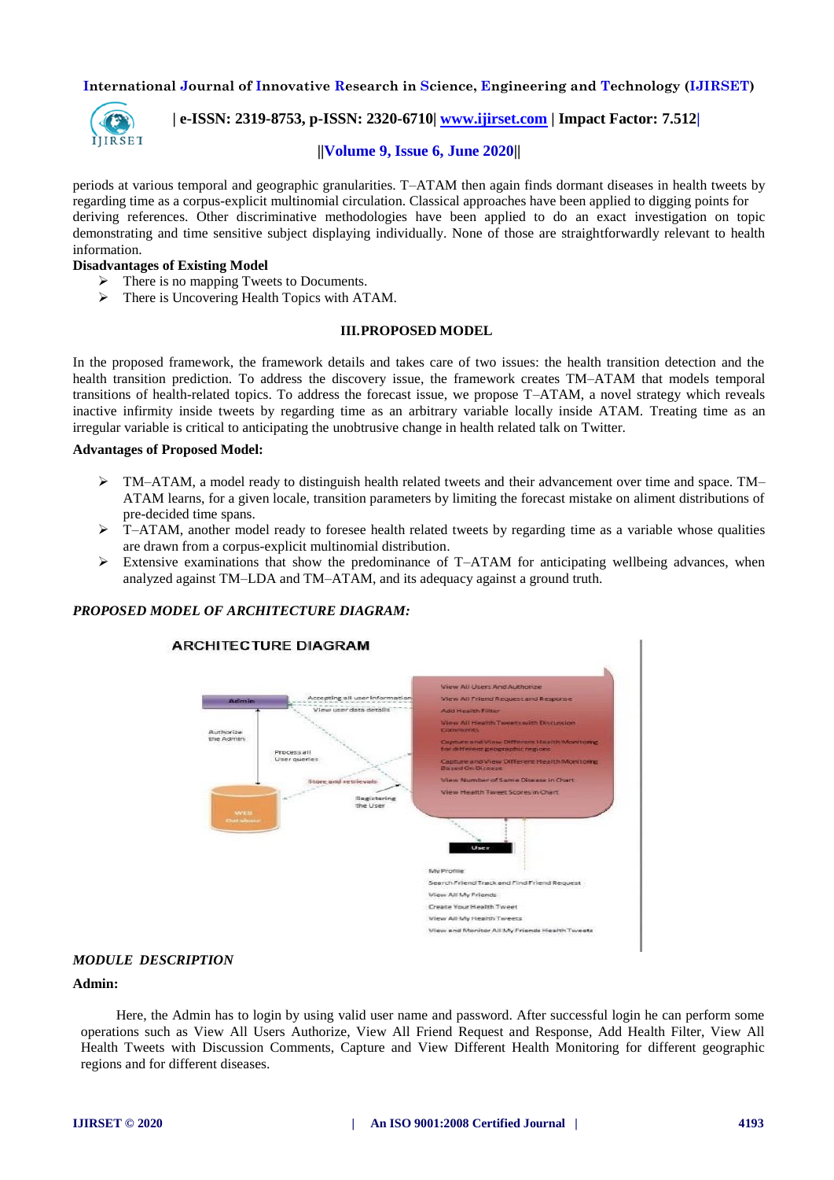periods at various temporal and geographic granularities. T–ATAM then again finds dormant diseases in health tweets by regarding time as a corpus-explicit multinomial circulation. Classical approaches have been applied to digging points for deriving references. Other discriminative methodologies have been applied to do an exact investigation on topic demonstrating and time sensitive subject displaying individually. None of those are straightforwardly relevant to health information.

**Disadvantages of Existing Model**

- There is no mapping Tweets to Documents.
- There is Uncovering Health Topics with ATAM.

## III. PROPOSED MODEL

In the proposed framework, the framework details and takes care of two issues: the health transition detection and the health transition prediction. To address the discovery issue, the framework creates TM–ATAM that models temporal transitions of health-related topics. To address the forecast issue, we propose T–ATAM, a novel strategy which reveals inactive infirmity inside tweets by regarding time as an arbitrary variable locally inside ATAM. Treating time as an irregular variable is critical to anticipating the unobtrusive change in health related talk on Twitter.

**Advantages of Proposed Model:**

- TM–ATAM, a model ready to distinguish health related tweets and their advancement over time and space. TM–ATAM learns, for a given locale, transition parameters by limiting the forecast mistake on aliment distributions of pre-decided time spans.
- T–ATAM, another model ready to foresee health related tweets by regarding time as a variable whose qualities are drawn from a corpus-explicit multinomial distribution.
- Extensive examinations that show the predominance of T–ATAM for anticipating wellbeing advances, when analyzed against TM–LDA and TM–ATAM, and its adequacy against a ground truth.

***PROPOSED MODEL OF ARCHITECTURE DIAGRAM:***

ARCHITECTURE DIAGRAM

Admin — Accepting all user information; View user data details; Authorize the Admin; Process all User queries; Store and retrievals; Registering the User; WEB Database

View All Users And Authorize
View All Friend Request and Response
Add Health Filter
View All Health Tweets with Discussion Comments
Capture and View Different Health Monitoring for different geographic regions
Capture and View Different Health Monitoring Based On Disease
View Number of Same Disease in Chart
View Health Tweet Scores in Chart

User

My Profile
Search Friend Track and Find Friend Request
View All My Friends
Create Your Health Tweet
View All My Health Tweets
View and Monitor All My Friends Health Tweets

***MODULE DESCRIPTION***

**Admin:**

Here, the Admin has to login by using valid user name and password. After successful login he can perform some operations such as View All Users Authorize, View All Friend Request and Response, Add Health Filter, View All Health Tweets with Discussion Comments, Capture and View Different Health Monitoring for different geographic regions and for different diseases.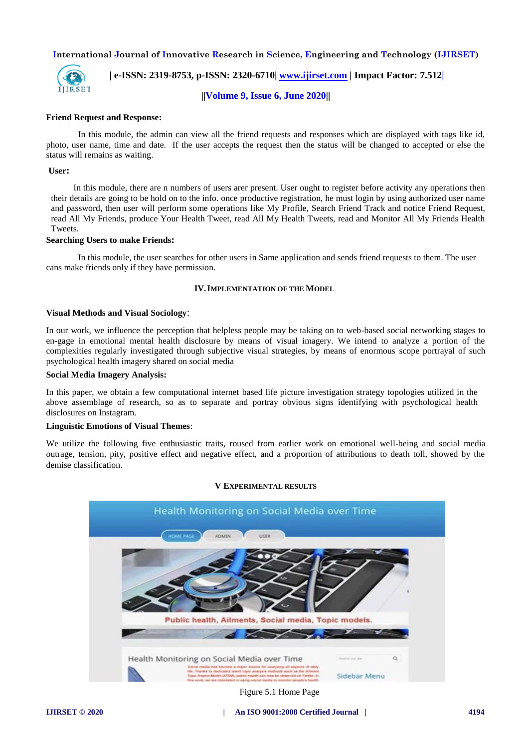**Friend Request and Response:**

In this module, the admin can view all the friend requests and responses which are displayed with tags like id, photo, user name, time and date. If the user accepts the request then the status will be changed to accepted or else the status will remains as waiting.

**User:**

In this module, there are n numbers of users arer present. User ought to register before activity any operations then their details are going to be hold on to the info. once productive registration, he must login by using authorized user name and password, then user will perform some operations like My Profile, Search Friend Track and notice Friend Request, read All My Friends, produce Your Health Tweet, read All My Health Tweets, read and Monitor All My Friends Health Tweets.

**Searching Users to make Friends:**

In this module, the user searches for other users in Same application and sends friend requests to them. The user cans make friends only if they have permission.

## IV. IMPLEMENTATION OF THE MODEL

**Visual Methods and Visual Sociology**:

In our work, we influence the perception that helpless people may be taking on to web-based social networking stages to en-gage in emotional mental health disclosure by means of visual imagery. We intend to analyze a portion of the complexities regularly investigated through subjective visual strategies, by means of enormous scope portrayal of such psychological health imagery shared on social media

**Social Media Imagery Analysis:**

In this paper, we obtain a few computational internet based life picture investigation strategy topologies utilized in the above assemblage of research, so as to separate and portray obvious signs identifying with psychological health disclosures on Instagram.

**Linguistic Emotions of Visual Themes**:

We utilize the following five enthusiastic traits, roused from earlier work on emotional well-being and social media outrage, tension, pity, positive effect and negative effect, and a proportion of attributions to death toll, showed by the demise classification.

## V EXPERIMENTAL RESULTS

Figure 5.1 Home Page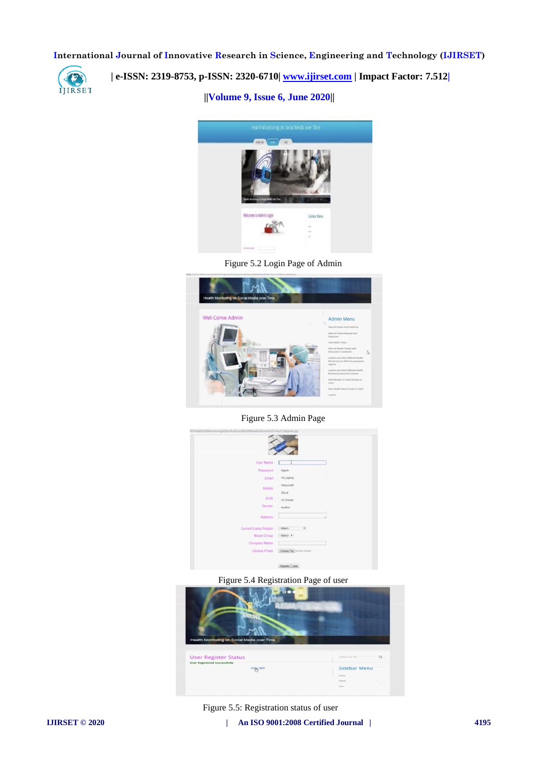Figure 5.2 Login Page of Admin

Figure 5.3 Admin Page

Figure 5.4 Registration Page of user

Figure 5.5: Registration status of user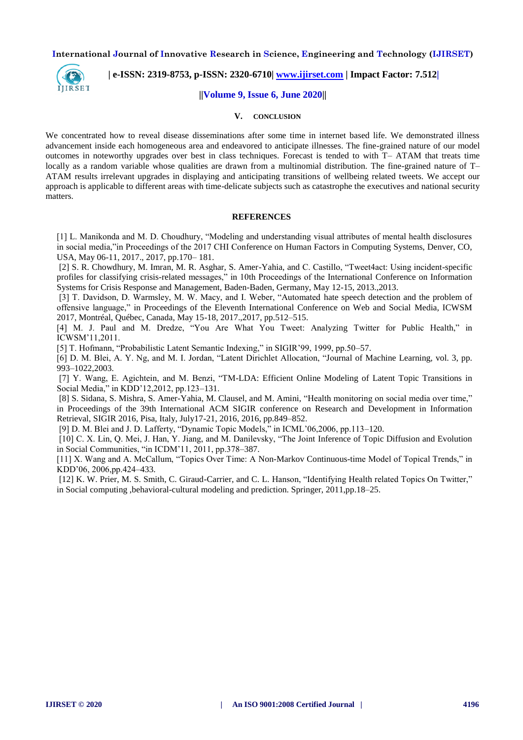## V. CONCLUSION

We concentrated how to reveal disease disseminations after some time in internet based life. We demonstrated illness advancement inside each homogeneous area and endeavored to anticipate illnesses. The fine-grained nature of our model outcomes in noteworthy upgrades over best in class techniques. Forecast is tended to with T– ATAM that treats time locally as a random variable whose qualities are drawn from a multinomial distribution. The fine-grained nature of T–ATAM results irrelevant upgrades in displaying and anticipating transitions of wellbeing related tweets. We accept our approach is applicable to different areas with time-delicate subjects such as catastrophe the executives and national security matters.

## REFERENCES

[1] L. Manikonda and M. D. Choudhury, "Modeling and understanding visual attributes of mental health disclosures in social media,"in Proceedings of the 2017 CHI Conference on Human Factors in Computing Systems, Denver, CO, USA, May 06-11, 2017., 2017, pp.170– 181.

[2] S. R. Chowdhury, M. Imran, M. R. Asghar, S. Amer-Yahia, and C. Castillo, "Tweet4act: Using incident-specific profiles for classifying crisis-related messages," in 10th Proceedings of the International Conference on Information Systems for Crisis Response and Management, Baden-Baden, Germany, May 12-15, 2013.,2013.

[3] T. Davidson, D. Warmsley, M. W. Macy, and I. Weber, "Automated hate speech detection and the problem of offensive language," in Proceedings of the Eleventh International Conference on Web and Social Media, ICWSM 2017, Montréal, Québec, Canada, May 15-18, 2017.,2017, pp.512–515.

[4] M. J. Paul and M. Dredze, "You Are What You Tweet: Analyzing Twitter for Public Health," in ICWSM'11,2011.

[5] T. Hofmann, "Probabilistic Latent Semantic Indexing," in SIGIR'99, 1999, pp.50–57.

[6] D. M. Blei, A. Y. Ng, and M. I. Jordan, "Latent Dirichlet Allocation, "Journal of Machine Learning, vol. 3, pp. 993–1022,2003.

[7] Y. Wang, E. Agichtein, and M. Benzi, "TM-LDA: Efficient Online Modeling of Latent Topic Transitions in Social Media," in KDD'12,2012, pp.123–131.

[8] S. Sidana, S. Mishra, S. Amer-Yahia, M. Clausel, and M. Amini, "Health monitoring on social media over time," in Proceedings of the 39th International ACM SIGIR conference on Research and Development in Information Retrieval, SIGIR 2016, Pisa, Italy, July17-21, 2016, 2016, pp.849–852.

[9] D. M. Blei and J. D. Lafferty, "Dynamic Topic Models," in ICML'06,2006, pp.113–120.

[10] C. X. Lin, Q. Mei, J. Han, Y. Jiang, and M. Danilevsky, "The Joint Inference of Topic Diffusion and Evolution in Social Communities, "in ICDM'11, 2011, pp.378–387.

[11] X. Wang and A. McCallum, "Topics Over Time: A Non-Markov Continuous-time Model of Topical Trends," in KDD'06, 2006,pp.424–433.

[12] K. W. Prier, M. S. Smith, C. Giraud-Carrier, and C. L. Hanson, "Identifying Health related Topics On Twitter," in Social computing ,behavioral-cultural modeling and prediction. Springer, 2011,pp.18–25.